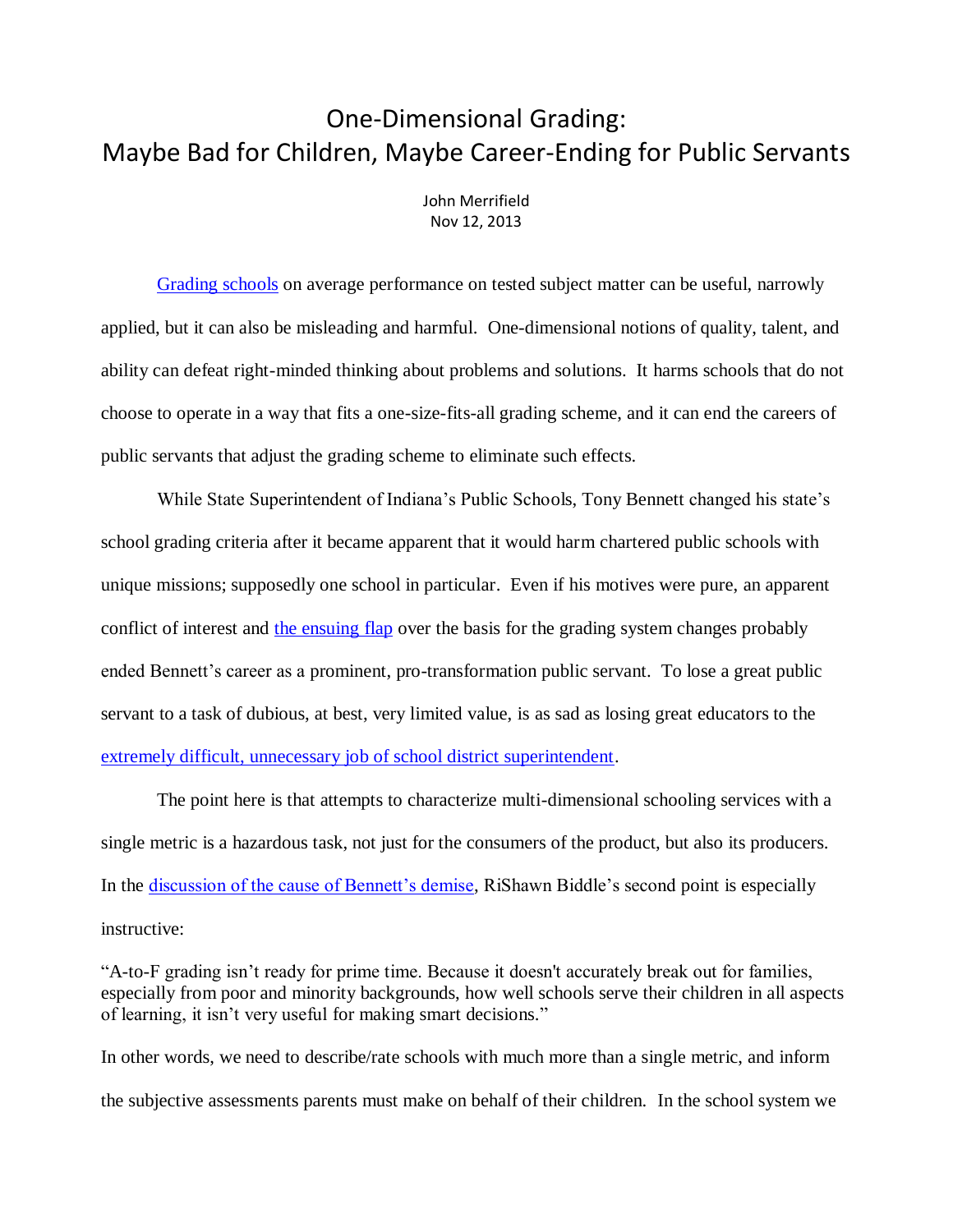# One-Dimensional Grading:
# Maybe Bad for Children, Maybe Career-Ending for Public Servants

John Merrifield
Nov 12, 2013

Grading schools on average performance on tested subject matter can be useful, narrowly applied, but it can also be misleading and harmful. One-dimensional notions of quality, talent, and ability can defeat right-minded thinking about problems and solutions. It harms schools that do not choose to operate in a way that fits a one-size-fits-all grading scheme, and it can end the careers of public servants that adjust the grading scheme to eliminate such effects.

While State Superintendent of Indiana's Public Schools, Tony Bennett changed his state's school grading criteria after it became apparent that it would harm chartered public schools with unique missions; supposedly one school in particular. Even if his motives were pure, an apparent conflict of interest and the ensuing flap over the basis for the grading system changes probably ended Bennett's career as a prominent, pro-transformation public servant. To lose a great public servant to a task of dubious, at best, very limited value, is as sad as losing great educators to the extremely difficult, unnecessary job of school district superintendent.

The point here is that attempts to characterize multi-dimensional schooling services with a single metric is a hazardous task, not just for the consumers of the product, but also its producers. In the discussion of the cause of Bennett's demise, RiShawn Biddle's second point is especially instructive:

"A-to-F grading isn't ready for prime time. Because it doesn't accurately break out for families, especially from poor and minority backgrounds, how well schools serve their children in all aspects of learning, it isn't very useful for making smart decisions."

In other words, we need to describe/rate schools with much more than a single metric, and inform the subjective assessments parents must make on behalf of their children. In the school system we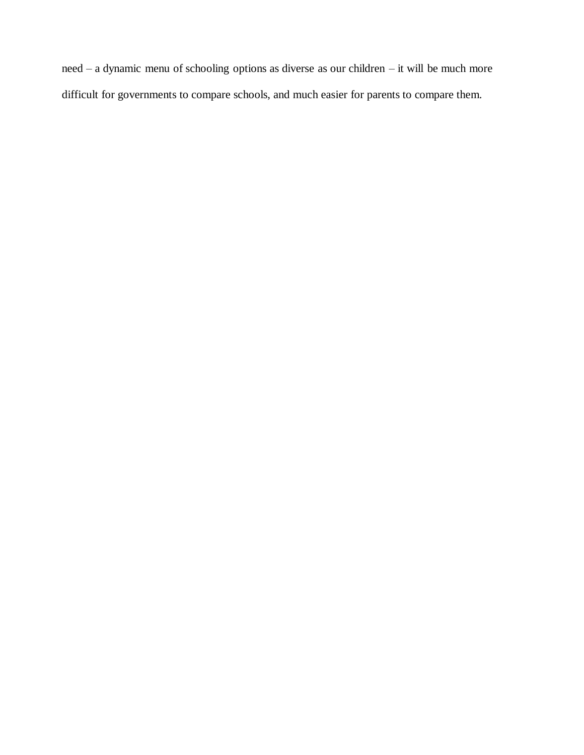need – a dynamic menu of schooling options as diverse as our children – it will be much more difficult for governments to compare schools, and much easier for parents to compare them.